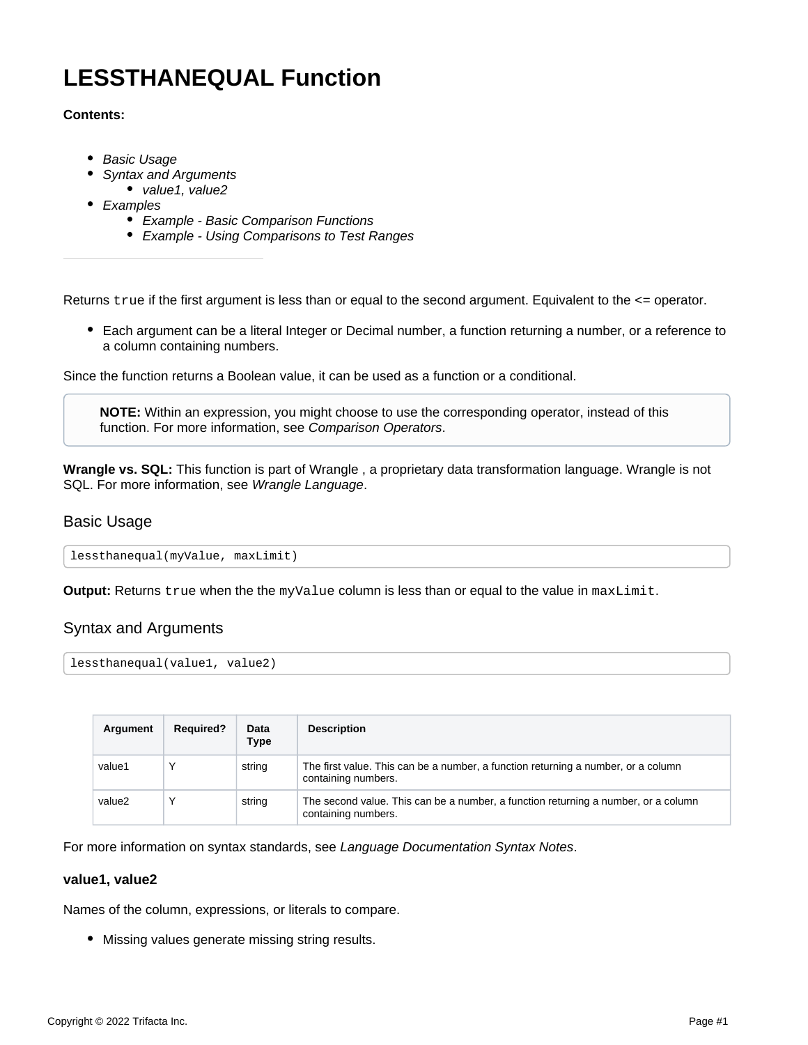# LESSTHANEQUAL Function

**Contents:**

- *Basic Usage*
- *Syntax and Arguments*
  - *value1, value2*
- *Examples*
  - *Example - Basic Comparison Functions*
  - *Example - Using Comparisons to Test Ranges*

---

Returns `true` if the first argument is less than or equal to the second argument. Equivalent to the <= operator.

- Each argument can be a literal Integer or Decimal number, a function returning a number, or a reference to a column containing numbers.

Since the function returns a Boolean value, it can be used as a function or a conditional.

> **NOTE:** Within an expression, you might choose to use the corresponding operator, instead of this function. For more information, see *Comparison Operators*.

**Wrangle vs. SQL:** This function is part of Wrangle , a proprietary data transformation language. Wrangle is not SQL. For more information, see *Wrangle Language*.

## Basic Usage

```
lessthanequal(myValue, maxLimit)
```

**Output:** Returns `true` when the the `myValue` column is less than or equal to the value in `maxLimit`.

## Syntax and Arguments

```
lessthanequal(value1, value2)
```

| Argument | Required? | Data Type | Description |
| --- | --- | --- | --- |
| value1 | Y | string | The first value. This can be a number, a function returning a number, or a column containing numbers. |
| value2 | Y | string | The second value. This can be a number, a function returning a number, or a column containing numbers. |

For more information on syntax standards, see *Language Documentation Syntax Notes*.

### value1, value2

Names of the column, expressions, or literals to compare.

- Missing values generate missing string results.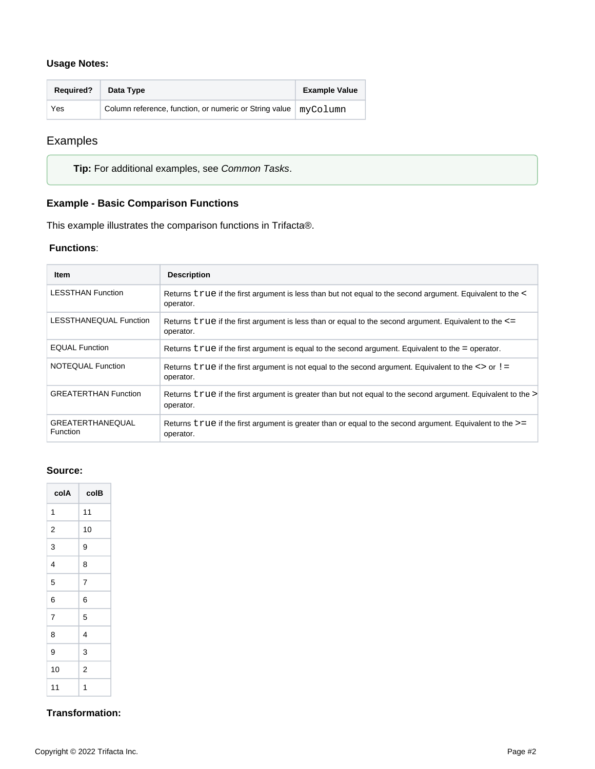**Usage Notes:**

| Required? | Data Type | Example Value |
| --- | --- | --- |
| Yes | Column reference, function, or numeric or String value | `myColumn` |

## Examples

> **Tip:** For additional examples, see *Common Tasks*.

### Example - Basic Comparison Functions

This example illustrates the comparison functions in Trifacta®.

**Functions**:

| Item | Description |
| --- | --- |
| LESSTHAN Function | Returns `true` if the first argument is less than but not equal to the second argument. Equivalent to the < operator. |
| LESSTHANEQUAL Function | Returns `true` if the first argument is less than or equal to the second argument. Equivalent to the <= operator. |
| EQUAL Function | Returns `true` if the first argument is equal to the second argument. Equivalent to the = operator. |
| NOTEQUAL Function | Returns `true` if the first argument is not equal to the second argument. Equivalent to the <> or != operator. |
| GREATERTHAN Function | Returns `true` if the first argument is greater than but not equal to the second argument. Equivalent to the > operator. |
| GREATERTHANEQUAL Function | Returns `true` if the first argument is greater than or equal to the second argument. Equivalent to the >= operator. |

**Source:**

| colA | colB |
| --- | --- |
| 1 | 11 |
| 2 | 10 |
| 3 | 9 |
| 4 | 8 |
| 5 | 7 |
| 6 | 6 |
| 7 | 5 |
| 8 | 4 |
| 9 | 3 |
| 10 | 2 |
| 11 | 1 |

**Transformation:**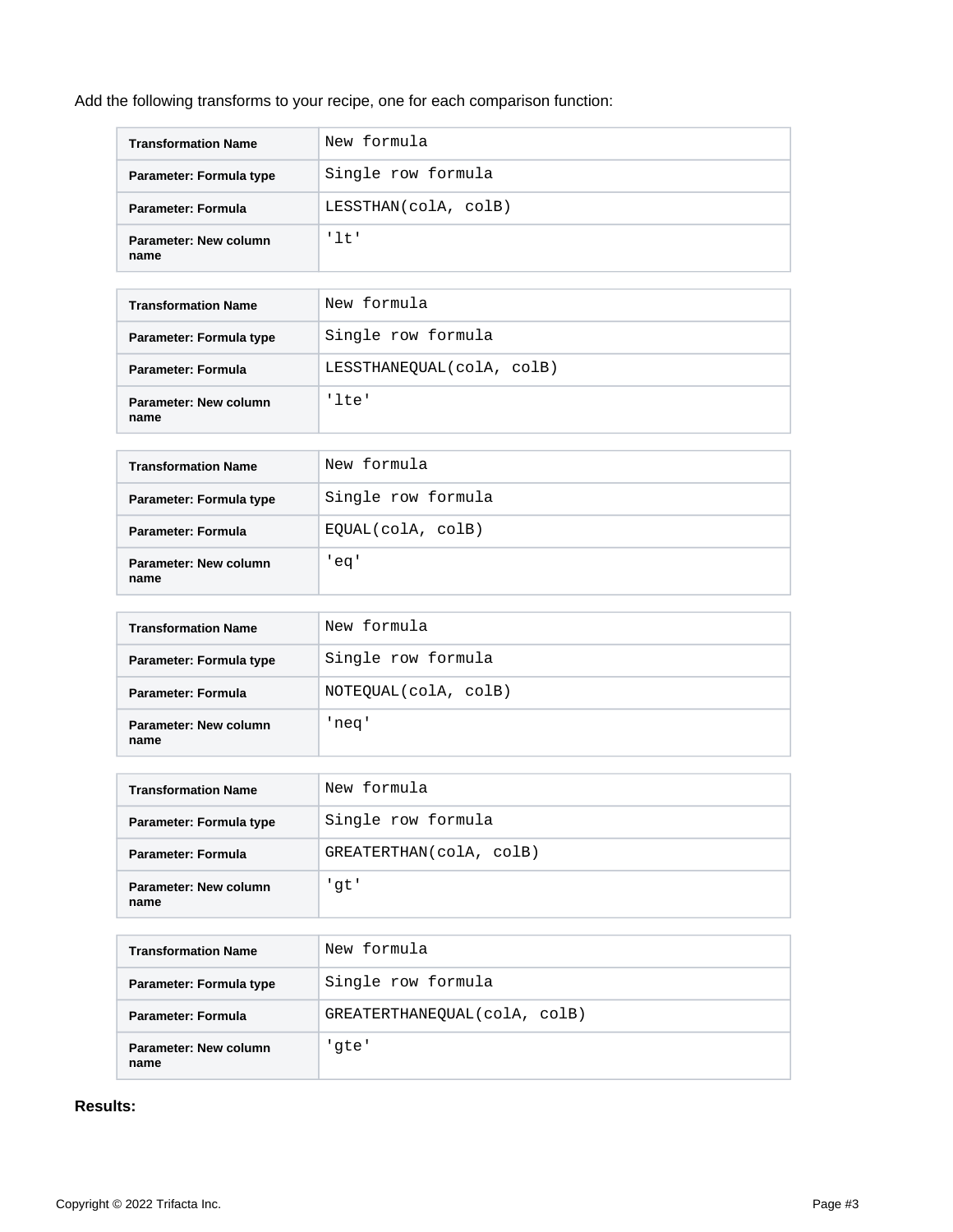Add the following transforms to your recipe, one for each comparison function:

| Transformation Name | `New formula` |
| --- | --- |
| Parameter: Formula type | `Single row formula` |
| Parameter: Formula | `LESSTHAN(colA, colB)` |
| Parameter: New column name | `'lt'` |

| Transformation Name | `New formula` |
| --- | --- |
| Parameter: Formula type | `Single row formula` |
| Parameter: Formula | `LESSTHANEQUAL(colA, colB)` |
| Parameter: New column name | `'lte'` |

| Transformation Name | `New formula` |
| --- | --- |
| Parameter: Formula type | `Single row formula` |
| Parameter: Formula | `EQUAL(colA, colB)` |
| Parameter: New column name | `'eq'` |

| Transformation Name | `New formula` |
| --- | --- |
| Parameter: Formula type | `Single row formula` |
| Parameter: Formula | `NOTEQUAL(colA, colB)` |
| Parameter: New column name | `'neq'` |

| Transformation Name | `New formula` |
| --- | --- |
| Parameter: Formula type | `Single row formula` |
| Parameter: Formula | `GREATERTHAN(colA, colB)` |
| Parameter: New column name | `'gt'` |

| Transformation Name | `New formula` |
| --- | --- |
| Parameter: Formula type | `Single row formula` |
| Parameter: Formula | `GREATERTHANEQUAL(colA, colB)` |
| Parameter: New column name | `'gte'` |

**Results:**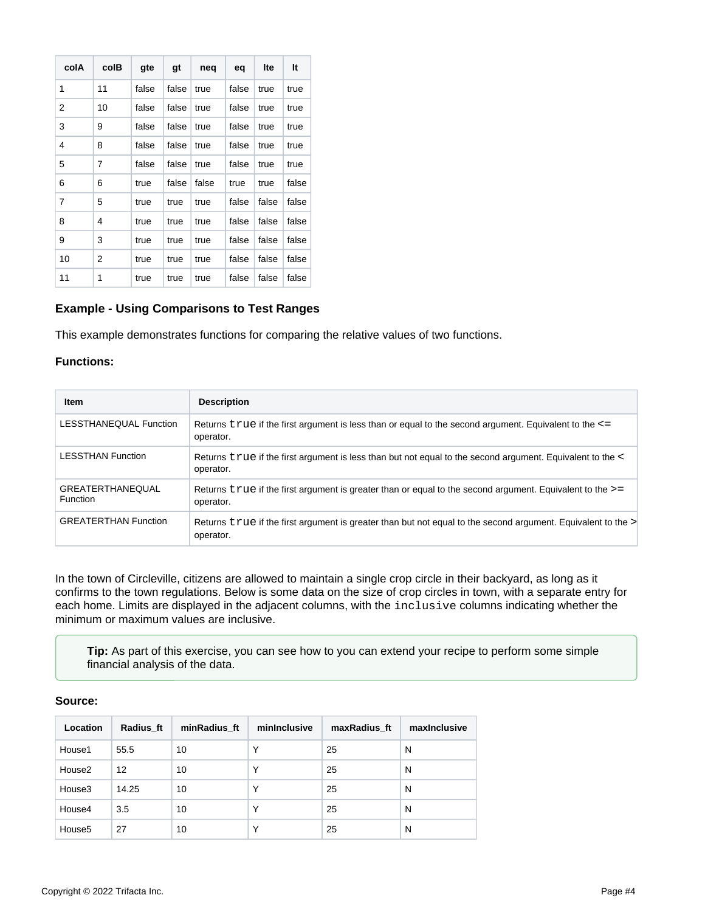| colA | colB | gte | gt | neq | eq | lte | lt |
|---|---|---|---|---|---|---|---|
| 1 | 11 | false | false | true | false | true | true |
| 2 | 10 | false | false | true | false | true | true |
| 3 | 9 | false | false | true | false | true | true |
| 4 | 8 | false | false | true | false | true | true |
| 5 | 7 | false | false | true | false | true | true |
| 6 | 6 | true | false | false | true | true | false |
| 7 | 5 | true | true | true | false | false | false |
| 8 | 4 | true | true | true | false | false | false |
| 9 | 3 | true | true | true | false | false | false |
| 10 | 2 | true | true | true | false | false | false |
| 11 | 1 | true | true | true | false | false | false |

### Example - Using Comparisons to Test Ranges

This example demonstrates functions for comparing the relative values of two functions.

**Functions:**

| Item | Description |
|---|---|
| LESSTHANEQUAL Function | Returns `true` if the first argument is less than or equal to the second argument. Equivalent to the <= operator. |
| LESSTHAN Function | Returns `true` if the first argument is less than but not equal to the second argument. Equivalent to the < operator. |
| GREATERTHANEQUAL Function | Returns `true` if the first argument is greater than or equal to the second argument. Equivalent to the >= operator. |
| GREATERTHAN Function | Returns `true` if the first argument is greater than but not equal to the second argument. Equivalent to the > operator. |

In the town of Circleville, citizens are allowed to maintain a single crop circle in their backyard, as long as it confirms to the town regulations. Below is some data on the size of crop circles in town, with a separate entry for each home. Limits are displayed in the adjacent columns, with the `inclusive` columns indicating whether the minimum or maximum values are inclusive.

> **Tip:** As part of this exercise, you can see how to you can extend your recipe to perform some simple financial analysis of the data.

**Source:**

| Location | Radius_ft | minRadius_ft | minInclusive | maxRadius_ft | maxInclusive |
|---|---|---|---|---|---|
| House1 | 55.5 | 10 | Y | 25 | N |
| House2 | 12 | 10 | Y | 25 | N |
| House3 | 14.25 | 10 | Y | 25 | N |
| House4 | 3.5 | 10 | Y | 25 | N |
| House5 | 27 | 10 | Y | 25 | N |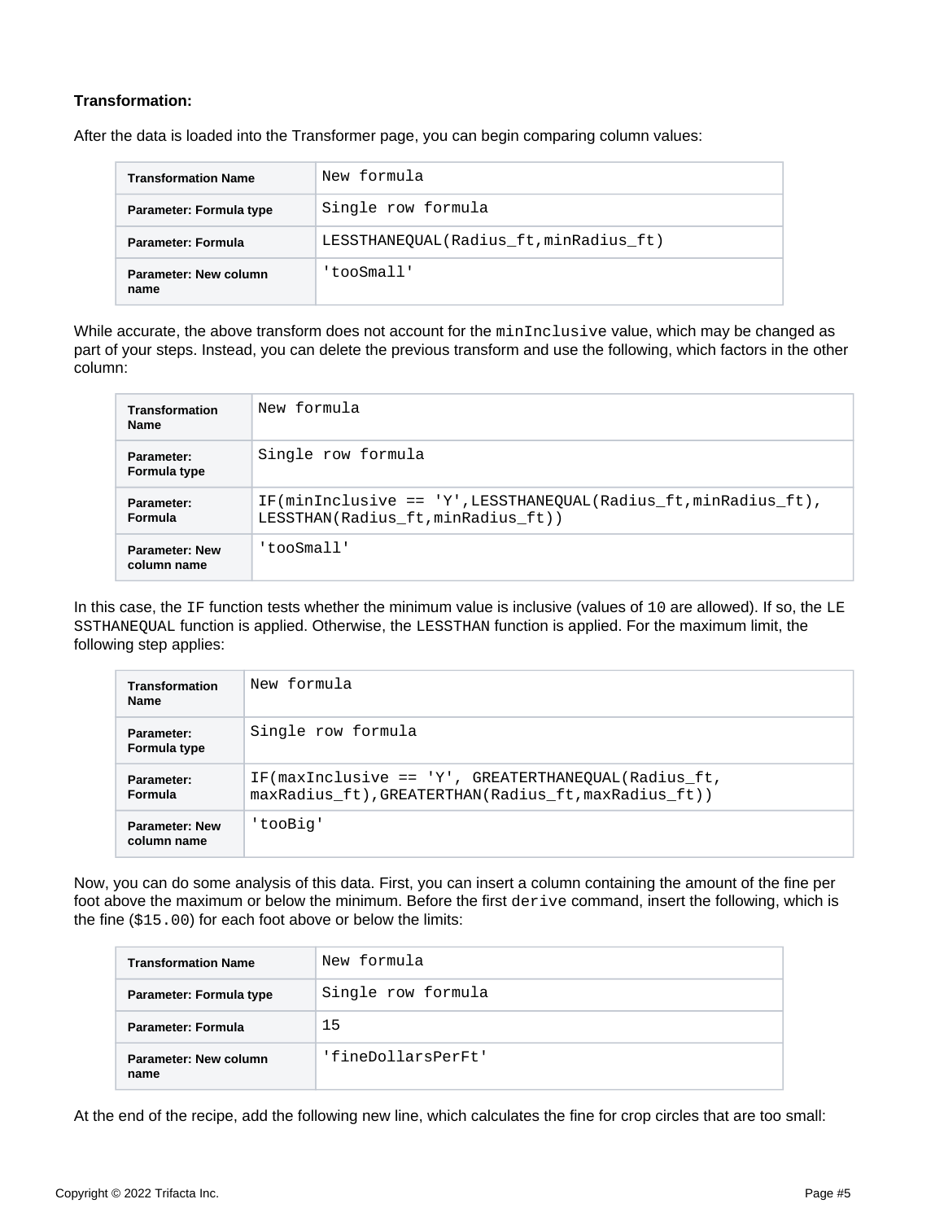**Transformation:**

After the data is loaded into the Transformer page, you can begin comparing column values:

| Transformation Name | New formula |
|---|---|
| Parameter: Formula type | Single row formula |
| Parameter: Formula | LESSTHANEQUAL(Radius_ft,minRadius_ft) |
| Parameter: New column name | 'tooSmall' |

While accurate, the above transform does not account for the `minInclusive` value, which may be changed as part of your steps. Instead, you can delete the previous transform and use the following, which factors in the other column:

| Transformation Name | New formula |
|---|---|
| Parameter: Formula type | Single row formula |
| Parameter: Formula | IF(minInclusive == 'Y',LESSTHANEQUAL(Radius_ft,minRadius_ft), LESSTHAN(Radius_ft,minRadius_ft)) |
| Parameter: New column name | 'tooSmall' |

In this case, the `IF` function tests whether the minimum value is inclusive (values of `10` are allowed). If so, the `LESSTHANEQUAL` function is applied. Otherwise, the `LESSTHAN` function is applied. For the maximum limit, the following step applies:

| Transformation Name | New formula |
|---|---|
| Parameter: Formula type | Single row formula |
| Parameter: Formula | IF(maxInclusive == 'Y', GREATERTHANEQUAL(Radius_ft, maxRadius_ft),GREATERTHAN(Radius_ft,maxRadius_ft)) |
| Parameter: New column name | 'tooBig' |

Now, you can do some analysis of this data. First, you can insert a column containing the amount of the fine per foot above the maximum or below the minimum. Before the first `derive` command, insert the following, which is the fine (`$15.00`) for each foot above or below the limits:

| Transformation Name | New formula |
|---|---|
| Parameter: Formula type | Single row formula |
| Parameter: Formula | 15 |
| Parameter: New column name | 'fineDollarsPerFt' |

At the end of the recipe, add the following new line, which calculates the fine for crop circles that are too small: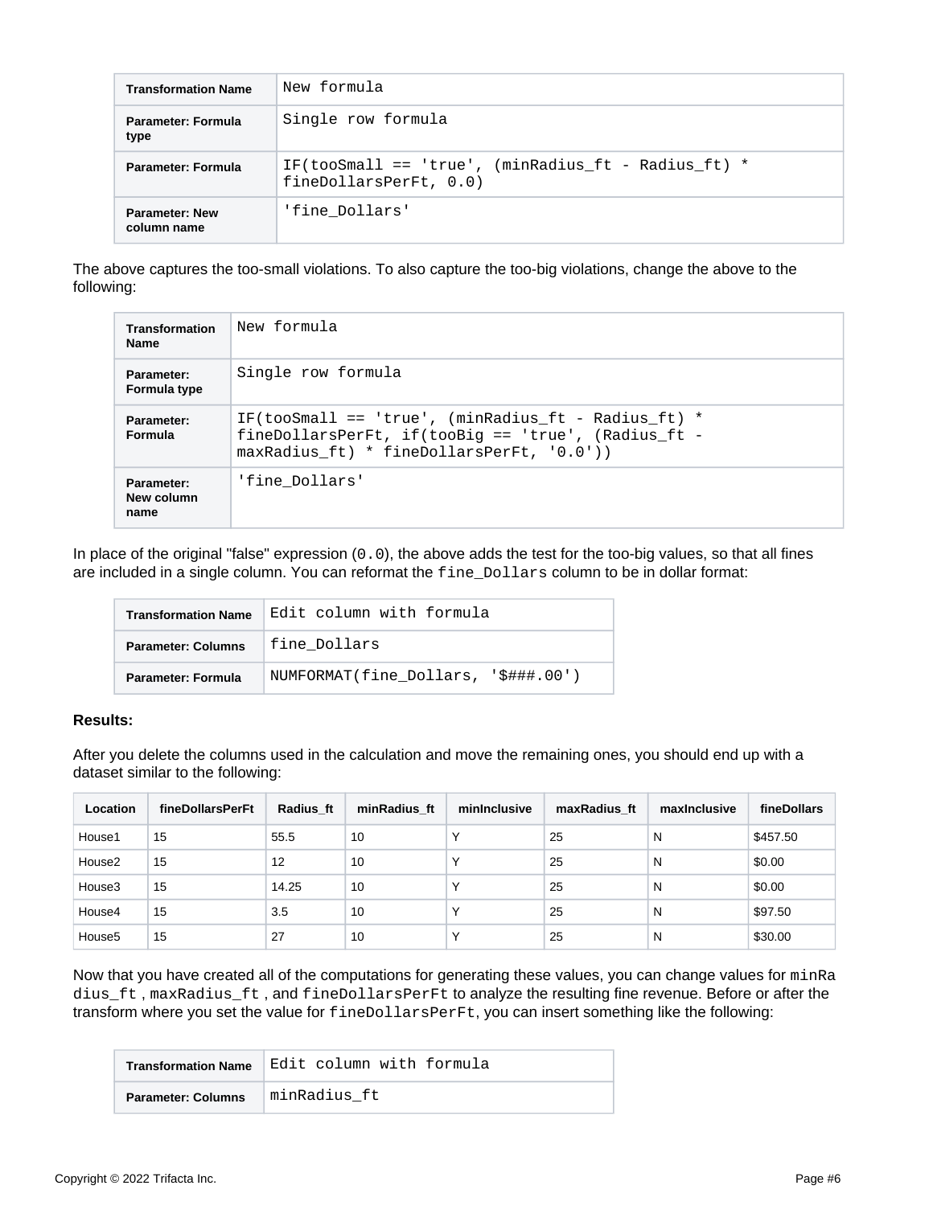| Transformation Name | New formula |
| --- | --- |
| Parameter: Formula type | Single row formula |
| Parameter: Formula | IF(tooSmall == 'true', (minRadius_ft - Radius_ft) * fineDollarsPerFt, 0.0) |
| Parameter: New column name | 'fine_Dollars' |

The above captures the too-small violations. To also capture the too-big violations, change the above to the following:

| Transformation Name | New formula |
| --- | --- |
| Parameter: Formula type | Single row formula |
| Parameter: Formula | IF(tooSmall == 'true', (minRadius_ft - Radius_ft) * fineDollarsPerFt, if(tooBig == 'true', (Radius_ft - maxRadius_ft) * fineDollarsPerFt, '0.0')) |
| Parameter: New column name | 'fine_Dollars' |

In place of the original "false" expression (`0.0`), the above adds the test for the too-big values, so that all fines are included in a single column. You can reformat the `fine_Dollars` column to be in dollar format:

| Transformation Name | Edit column with formula |
| --- | --- |
| Parameter: Columns | fine_Dollars |
| Parameter: Formula | NUMFORMAT(fine_Dollars, '$###.00') |

**Results:**

After you delete the columns used in the calculation and move the remaining ones, you should end up with a dataset similar to the following:

| Location | fineDollarsPerFt | Radius_ft | minRadius_ft | minInclusive | maxRadius_ft | maxInclusive | fineDollars |
| --- | --- | --- | --- | --- | --- | --- | --- |
| House1 | 15 | 55.5 | 10 | Y | 25 | N | $457.50 |
| House2 | 15 | 12 | 10 | Y | 25 | N | $0.00 |
| House3 | 15 | 14.25 | 10 | Y | 25 | N | $0.00 |
| House4 | 15 | 3.5 | 10 | Y | 25 | N | $97.50 |
| House5 | 15 | 27 | 10 | Y | 25 | N | $30.00 |

Now that you have created all of the computations for generating these values, you can change values for `minRadius_ft` , `maxRadius_ft` , and `fineDollarsPerFt` to analyze the resulting fine revenue. Before or after the transform where you set the value for `fineDollarsPerFt`, you can insert something like the following:

| Transformation Name | Edit column with formula |
| --- | --- |
| Parameter: Columns | minRadius_ft |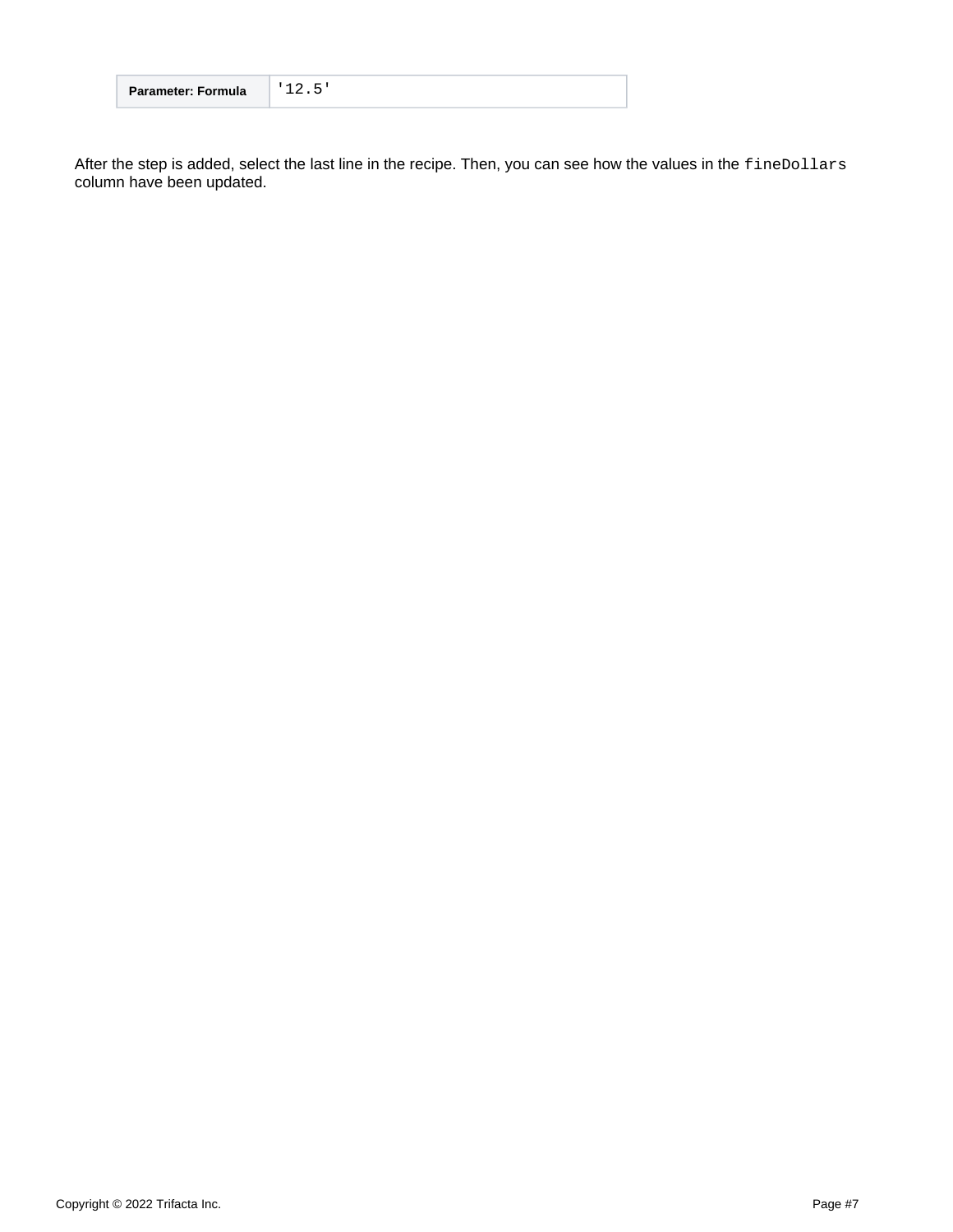| | |
|---|---|
| **Parameter: Formula** | `'12.5'` |

After the step is added, select the last line in the recipe. Then, you can see how the values in the `fineDollars` column have been updated.